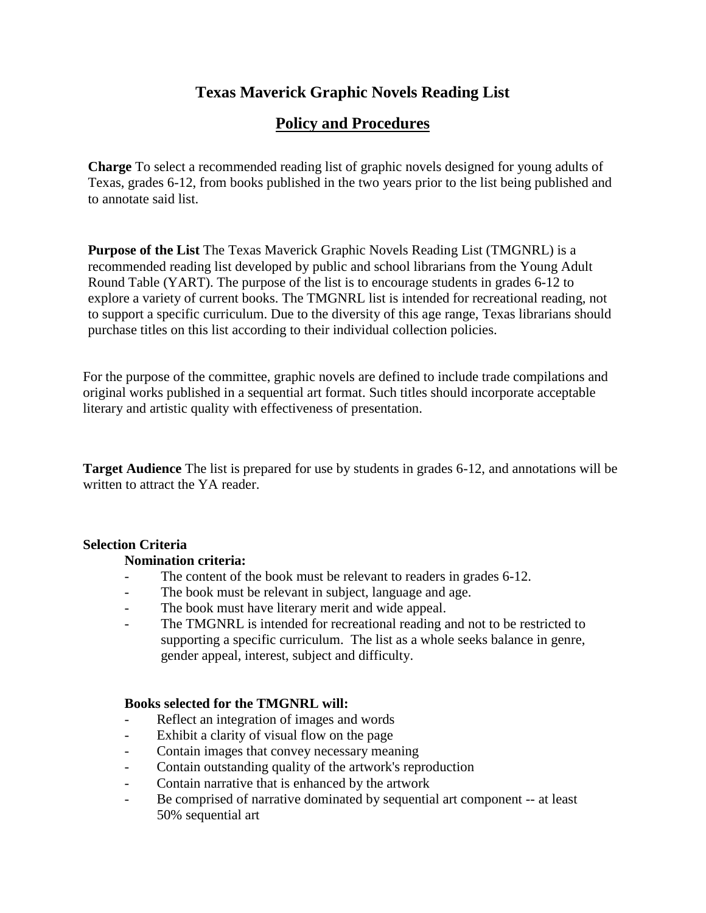# Texas Maverick Graphic Novels Reading List

## Policy and Procedures

**Charge** To select a recommended reading list of graphic novels designed for young adults of Texas, grades 6-12, from books published in the two years prior to the list being published and to annotate said list.

**Purpose of the List** The Texas Maverick Graphic Novels Reading List (TMGNRL) is a recommended reading list developed by public and school librarians from the Young Adult Round Table (YART). The purpose of the list is to encourage students in grades 6-12 to explore a variety of current books. The TMGNRL list is intended for recreational reading, not to support a specific curriculum. Due to the diversity of this age range, Texas librarians should purchase titles on this list according to their individual collection policies.

For the purpose of the committee, graphic novels are defined to include trade compilations and original works published in a sequential art format. Such titles should incorporate acceptable literary and artistic quality with effectiveness of presentation.

**Target Audience** The list is prepared for use by students in grades 6-12, and annotations will be written to attract the YA reader.

**Selection Criteria**

**Nomination criteria:**

- The content of the book must be relevant to readers in grades 6-12.
- The book must be relevant in subject, language and age.
- The book must have literary merit and wide appeal.
- The TMGNRL is intended for recreational reading and not to be restricted to supporting a specific curriculum. The list as a whole seeks balance in genre, gender appeal, interest, subject and difficulty.

**Books selected for the TMGNRL will:**

- Reflect an integration of images and words
- Exhibit a clarity of visual flow on the page
- Contain images that convey necessary meaning
- Contain outstanding quality of the artwork's reproduction
- Contain narrative that is enhanced by the artwork
- Be comprised of narrative dominated by sequential art component -- at least 50% sequential art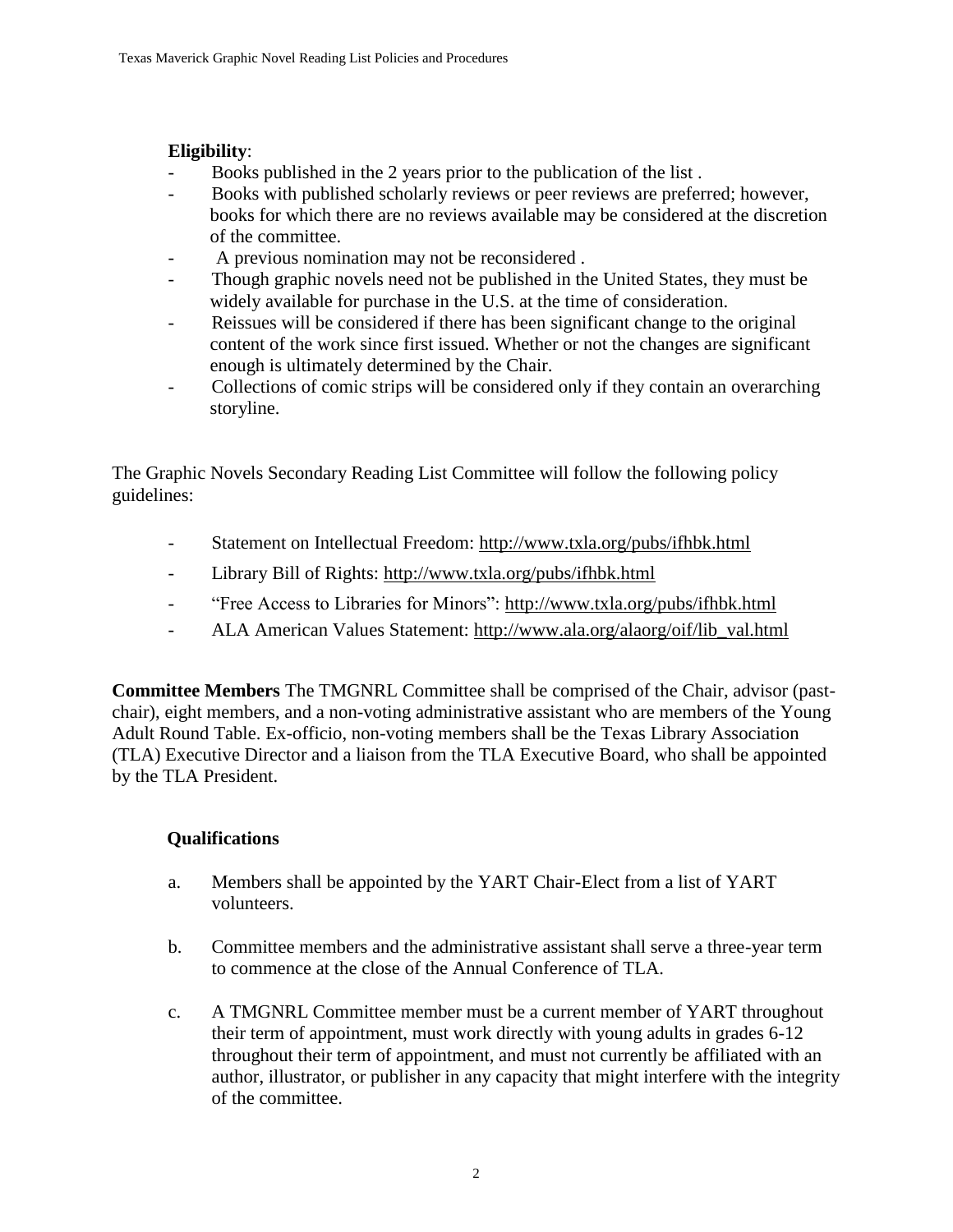**Eligibility**:

- Books published in the 2 years prior to the publication of the list .
- Books with published scholarly reviews or peer reviews are preferred; however, books for which there are no reviews available may be considered at the discretion of the committee.
- A previous nomination may not be reconsidered .
- Though graphic novels need not be published in the United States, they must be widely available for purchase in the U.S. at the time of consideration.
- Reissues will be considered if there has been significant change to the original content of the work since first issued. Whether or not the changes are significant enough is ultimately determined by the Chair.
- Collections of comic strips will be considered only if they contain an overarching storyline.

The Graphic Novels Secondary Reading List Committee will follow the following policy guidelines:

- Statement on Intellectual Freedom: http://www.txla.org/pubs/ifhbk.html
- Library Bill of Rights: http://www.txla.org/pubs/ifhbk.html
- "Free Access to Libraries for Minors": http://www.txla.org/pubs/ifhbk.html
- ALA American Values Statement: http://www.ala.org/alaorg/oif/lib_val.html

**Committee Members** The TMGNRL Committee shall be comprised of the Chair, advisor (past-chair), eight members, and a non-voting administrative assistant who are members of the Young Adult Round Table. Ex-officio, non-voting members shall be the Texas Library Association (TLA) Executive Director and a liaison from the TLA Executive Board, who shall be appointed by the TLA President.

**Qualifications**

a. Members shall be appointed by the YART Chair-Elect from a list of YART volunteers.

b. Committee members and the administrative assistant shall serve a three-year term to commence at the close of the Annual Conference of TLA.

c. A TMGNRL Committee member must be a current member of YART throughout their term of appointment, must work directly with young adults in grades 6-12 throughout their term of appointment, and must not currently be affiliated with an author, illustrator, or publisher in any capacity that might interfere with the integrity of the committee.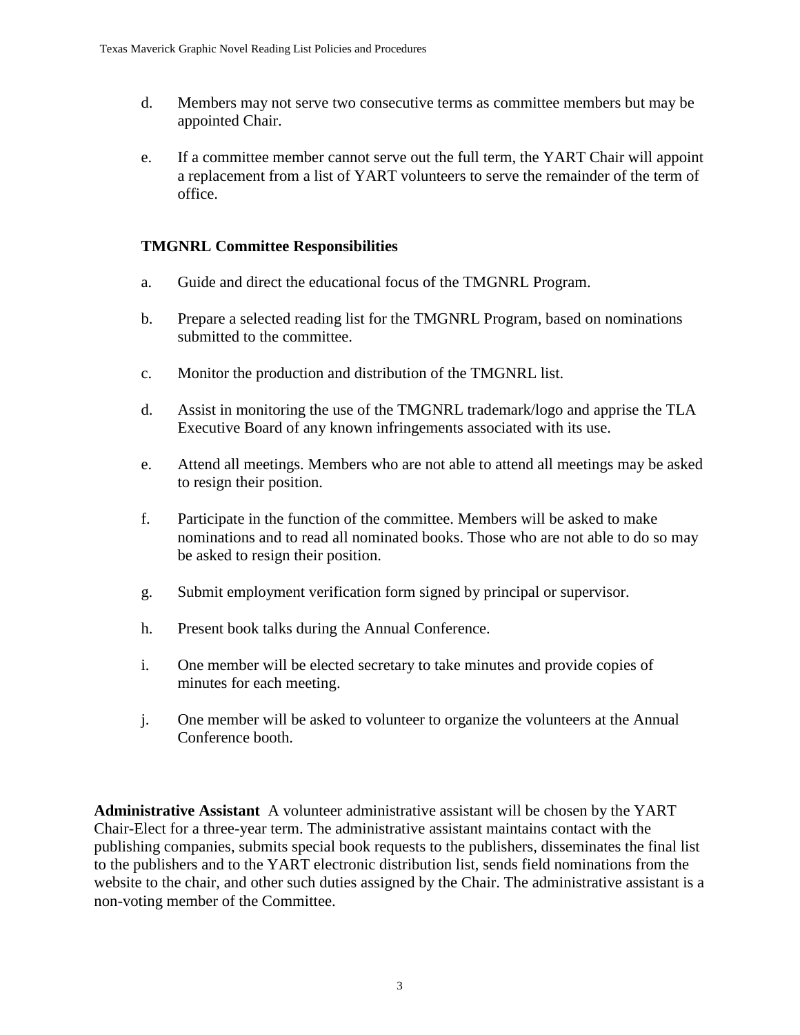d. Members may not serve two consecutive terms as committee members but may be appointed Chair.

e. If a committee member cannot serve out the full term, the YART Chair will appoint a replacement from a list of YART volunteers to serve the remainder of the term of office.

**TMGNRL Committee Responsibilities**

a. Guide and direct the educational focus of the TMGNRL Program.

b. Prepare a selected reading list for the TMGNRL Program, based on nominations submitted to the committee.

c. Monitor the production and distribution of the TMGNRL list.

d. Assist in monitoring the use of the TMGNRL trademark/logo and apprise the TLA Executive Board of any known infringements associated with its use.

e. Attend all meetings. Members who are not able to attend all meetings may be asked to resign their position.

f. Participate in the function of the committee. Members will be asked to make nominations and to read all nominated books. Those who are not able to do so may be asked to resign their position.

g. Submit employment verification form signed by principal or supervisor.

h. Present book talks during the Annual Conference.

i. One member will be elected secretary to take minutes and provide copies of minutes for each meeting.

j. One member will be asked to volunteer to organize the volunteers at the Annual Conference booth.

**Administrative Assistant** A volunteer administrative assistant will be chosen by the YART Chair-Elect for a three-year term. The administrative assistant maintains contact with the publishing companies, submits special book requests to the publishers, disseminates the final list to the publishers and to the YART electronic distribution list, sends field nominations from the website to the chair, and other such duties assigned by the Chair. The administrative assistant is a non-voting member of the Committee.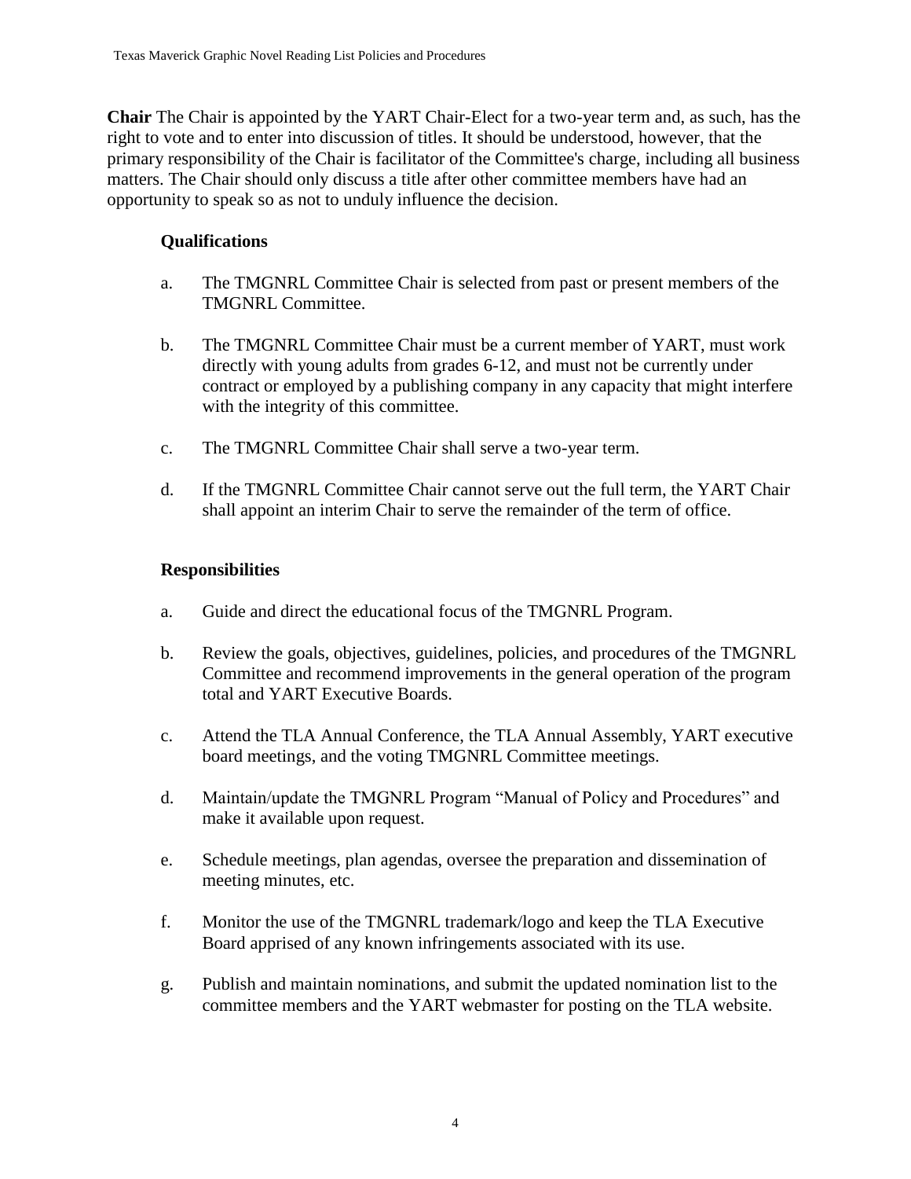**Chair** The Chair is appointed by the YART Chair-Elect for a two-year term and, as such, has the right to vote and to enter into discussion of titles. It should be understood, however, that the primary responsibility of the Chair is facilitator of the Committee's charge, including all business matters. The Chair should only discuss a title after other committee members have had an opportunity to speak so as not to unduly influence the decision.

**Qualifications**

a. The TMGNRL Committee Chair is selected from past or present members of the TMGNRL Committee.

b. The TMGNRL Committee Chair must be a current member of YART, must work directly with young adults from grades 6-12, and must not be currently under contract or employed by a publishing company in any capacity that might interfere with the integrity of this committee.

c. The TMGNRL Committee Chair shall serve a two-year term.

d. If the TMGNRL Committee Chair cannot serve out the full term, the YART Chair shall appoint an interim Chair to serve the remainder of the term of office.

**Responsibilities**

a. Guide and direct the educational focus of the TMGNRL Program.

b. Review the goals, objectives, guidelines, policies, and procedures of the TMGNRL Committee and recommend improvements in the general operation of the program total and YART Executive Boards.

c. Attend the TLA Annual Conference, the TLA Annual Assembly, YART executive board meetings, and the voting TMGNRL Committee meetings.

d. Maintain/update the TMGNRL Program "Manual of Policy and Procedures" and make it available upon request.

e. Schedule meetings, plan agendas, oversee the preparation and dissemination of meeting minutes, etc.

f. Monitor the use of the TMGNRL trademark/logo and keep the TLA Executive Board apprised of any known infringements associated with its use.

g. Publish and maintain nominations, and submit the updated nomination list to the committee members and the YART webmaster for posting on the TLA website.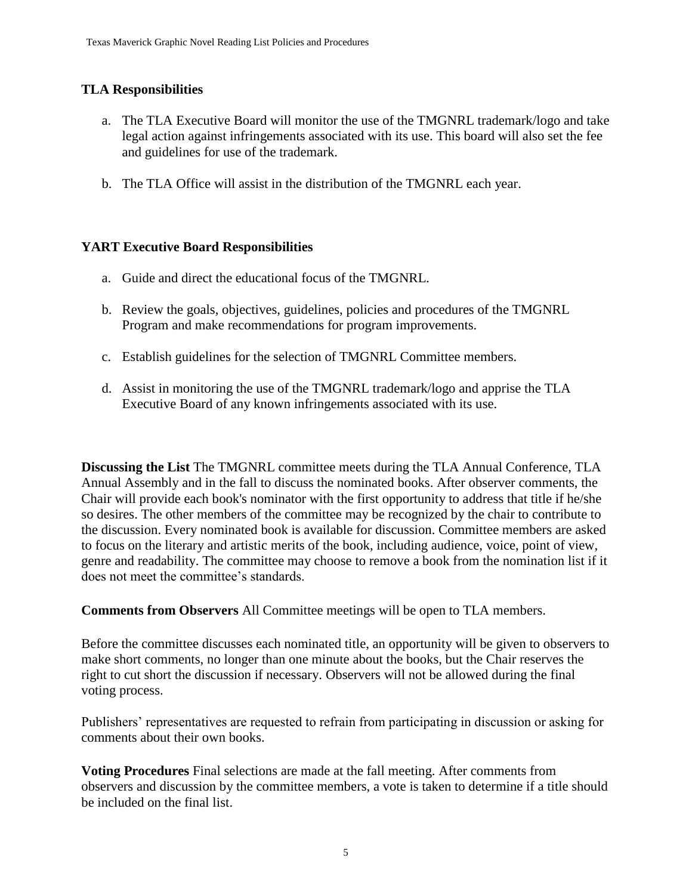**TLA Responsibilities**

a. The TLA Executive Board will monitor the use of the TMGNRL trademark/logo and take legal action against infringements associated with its use. This board will also set the fee and guidelines for use of the trademark.

b. The TLA Office will assist in the distribution of the TMGNRL each year.

**YART Executive Board Responsibilities**

a. Guide and direct the educational focus of the TMGNRL.

b. Review the goals, objectives, guidelines, policies and procedures of the TMGNRL Program and make recommendations for program improvements.

c. Establish guidelines for the selection of TMGNRL Committee members.

d. Assist in monitoring the use of the TMGNRL trademark/logo and apprise the TLA Executive Board of any known infringements associated with its use.

**Discussing the List** The TMGNRL committee meets during the TLA Annual Conference, TLA Annual Assembly and in the fall to discuss the nominated books. After observer comments, the Chair will provide each book's nominator with the first opportunity to address that title if he/she so desires. The other members of the committee may be recognized by the chair to contribute to the discussion. Every nominated book is available for discussion. Committee members are asked to focus on the literary and artistic merits of the book, including audience, voice, point of view, genre and readability. The committee may choose to remove a book from the nomination list if it does not meet the committee's standards.

**Comments from Observers** All Committee meetings will be open to TLA members.

Before the committee discusses each nominated title, an opportunity will be given to observers to make short comments, no longer than one minute about the books, but the Chair reserves the right to cut short the discussion if necessary. Observers will not be allowed during the final voting process.

Publishers' representatives are requested to refrain from participating in discussion or asking for comments about their own books.

**Voting Procedures** Final selections are made at the fall meeting. After comments from observers and discussion by the committee members, a vote is taken to determine if a title should be included on the final list.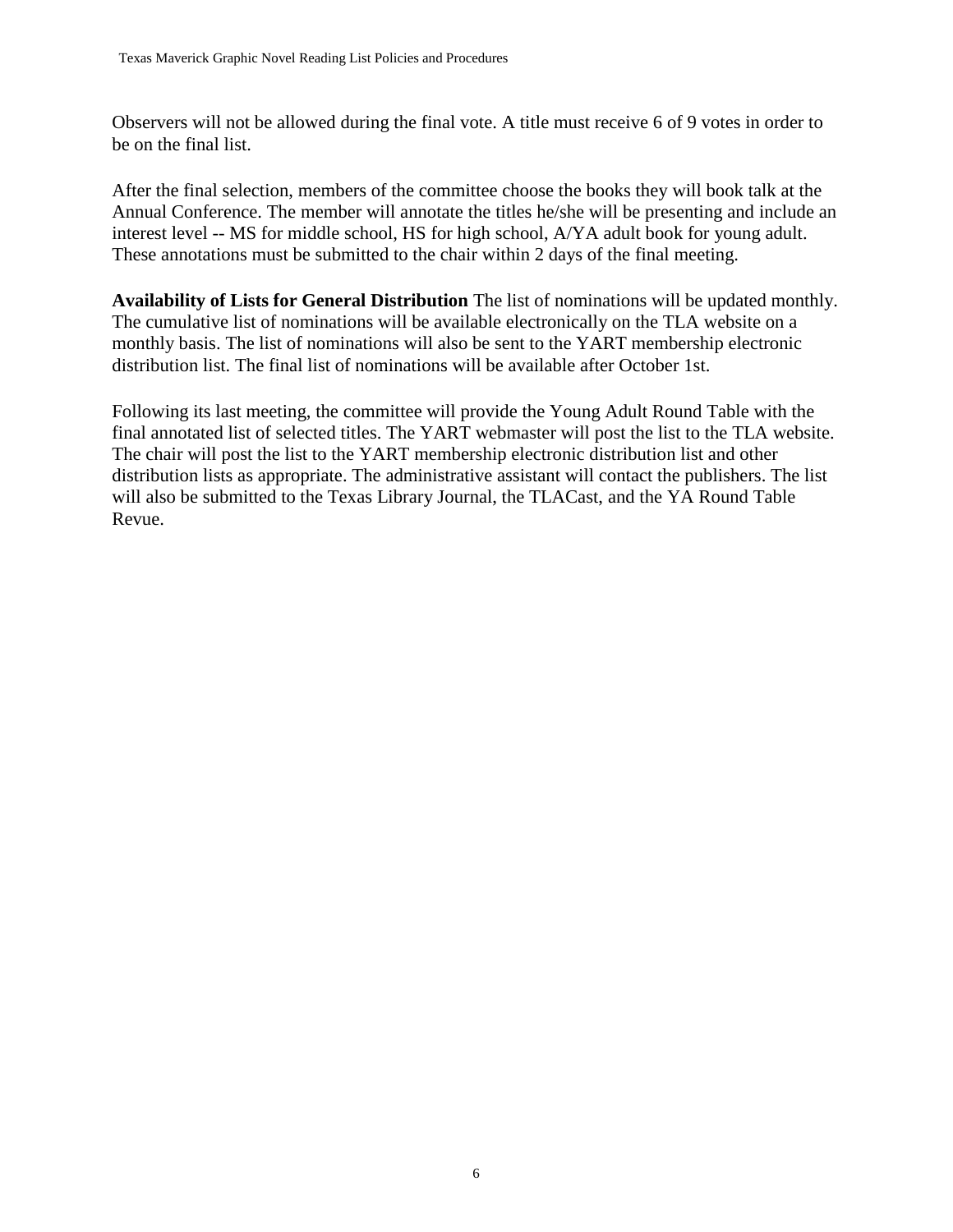Observers will not be allowed during the final vote. A title must receive 6 of 9 votes in order to be on the final list.

After the final selection, members of the committee choose the books they will book talk at the Annual Conference. The member will annotate the titles he/she will be presenting and include an interest level -- MS for middle school, HS for high school, A/YA adult book for young adult. These annotations must be submitted to the chair within 2 days of the final meeting.

**Availability of Lists for General Distribution** The list of nominations will be updated monthly. The cumulative list of nominations will be available electronically on the TLA website on a monthly basis. The list of nominations will also be sent to the YART membership electronic distribution list. The final list of nominations will be available after October 1st.

Following its last meeting, the committee will provide the Young Adult Round Table with the final annotated list of selected titles. The YART webmaster will post the list to the TLA website. The chair will post the list to the YART membership electronic distribution list and other distribution lists as appropriate. The administrative assistant will contact the publishers. The list will also be submitted to the Texas Library Journal, the TLACast, and the YA Round Table Revue.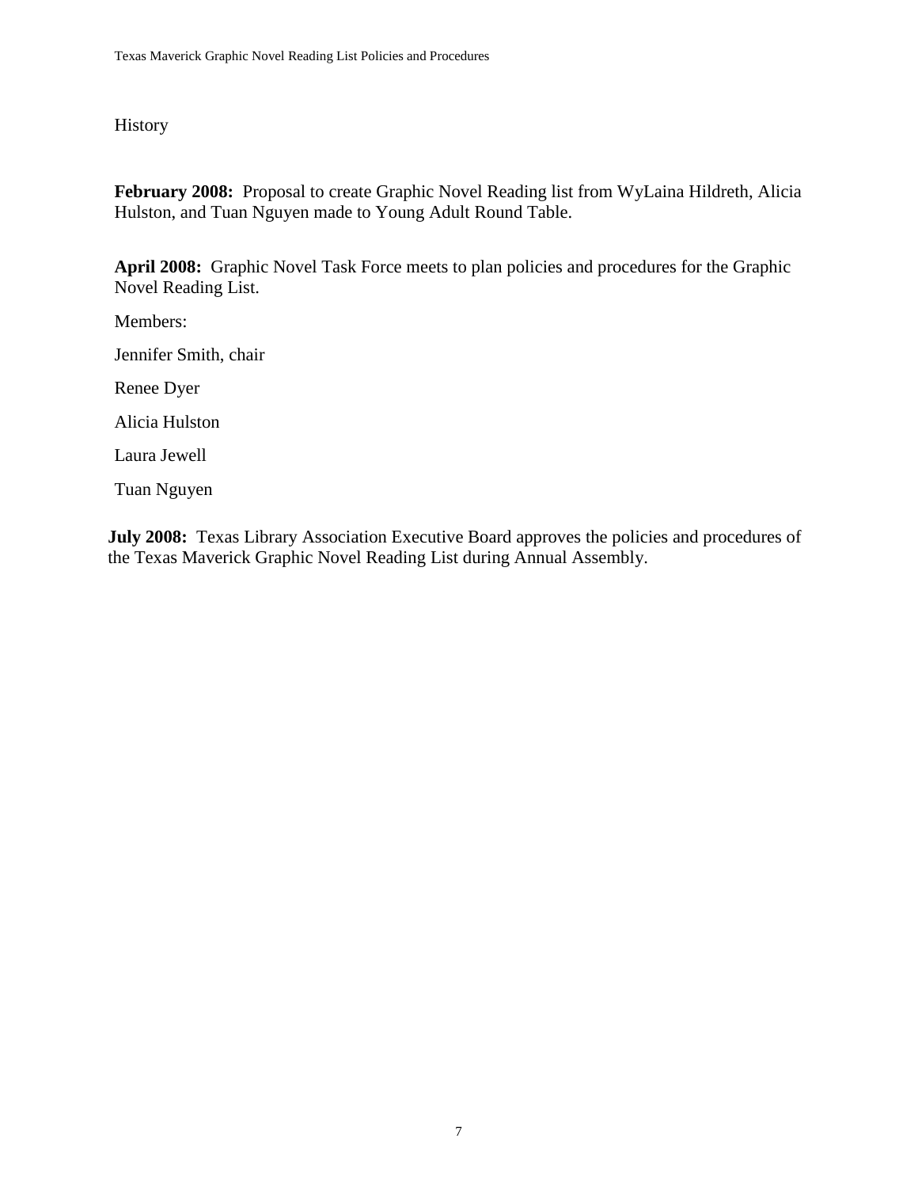History

**February 2008:** Proposal to create Graphic Novel Reading list from WyLaina Hildreth, Alicia Hulston, and Tuan Nguyen made to Young Adult Round Table.

**April 2008:** Graphic Novel Task Force meets to plan policies and procedures for the Graphic Novel Reading List.

Members:

Jennifer Smith, chair

Renee Dyer

Alicia Hulston

Laura Jewell

Tuan Nguyen

**July 2008:** Texas Library Association Executive Board approves the policies and procedures of the Texas Maverick Graphic Novel Reading List during Annual Assembly.